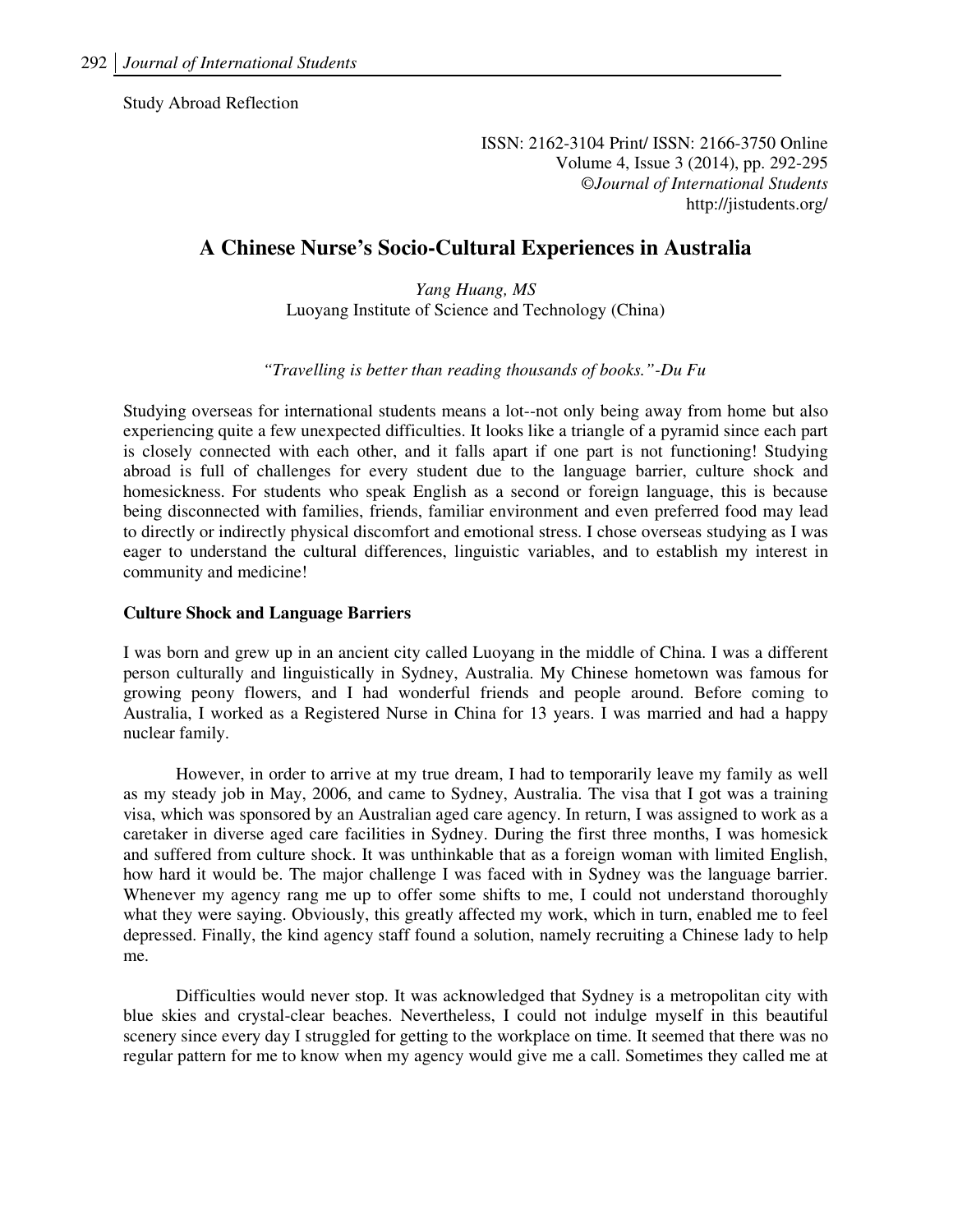Study Abroad Reflection

ISSN: 2162-3104 Print/ ISSN: 2166-3750 Online
Volume 4, Issue 3 (2014), pp. 292-295
©*Journal of International Students*
http://jistudents.org/

# A Chinese Nurse's Socio-Cultural Experiences in Australia

*Yang Huang, MS*
Luoyang Institute of Science and Technology (China)

*"Travelling is better than reading thousands of books."-Du Fu*

Studying overseas for international students means a lot--not only being away from home but also experiencing quite a few unexpected difficulties. It looks like a triangle of a pyramid since each part is closely connected with each other, and it falls apart if one part is not functioning! Studying abroad is full of challenges for every student due to the language barrier, culture shock and homesickness. For students who speak English as a second or foreign language, this is because being disconnected with families, friends, familiar environment and even preferred food may lead to directly or indirectly physical discomfort and emotional stress. I chose overseas studying as I was eager to understand the cultural differences, linguistic variables, and to establish my interest in community and medicine!

## Culture Shock and Language Barriers

I was born and grew up in an ancient city called Luoyang in the middle of China. I was a different person culturally and linguistically in Sydney, Australia. My Chinese hometown was famous for growing peony flowers, and I had wonderful friends and people around. Before coming to Australia, I worked as a Registered Nurse in China for 13 years. I was married and had a happy nuclear family.

However, in order to arrive at my true dream, I had to temporarily leave my family as well as my steady job in May, 2006, and came to Sydney, Australia. The visa that I got was a training visa, which was sponsored by an Australian aged care agency. In return, I was assigned to work as a caretaker in diverse aged care facilities in Sydney. During the first three months, I was homesick and suffered from culture shock. It was unthinkable that as a foreign woman with limited English, how hard it would be. The major challenge I was faced with in Sydney was the language barrier. Whenever my agency rang me up to offer some shifts to me, I could not understand thoroughly what they were saying. Obviously, this greatly affected my work, which in turn, enabled me to feel depressed. Finally, the kind agency staff found a solution, namely recruiting a Chinese lady to help me.

Difficulties would never stop. It was acknowledged that Sydney is a metropolitan city with blue skies and crystal-clear beaches. Nevertheless, I could not indulge myself in this beautiful scenery since every day I struggled for getting to the workplace on time. It seemed that there was no regular pattern for me to know when my agency would give me a call. Sometimes they called me at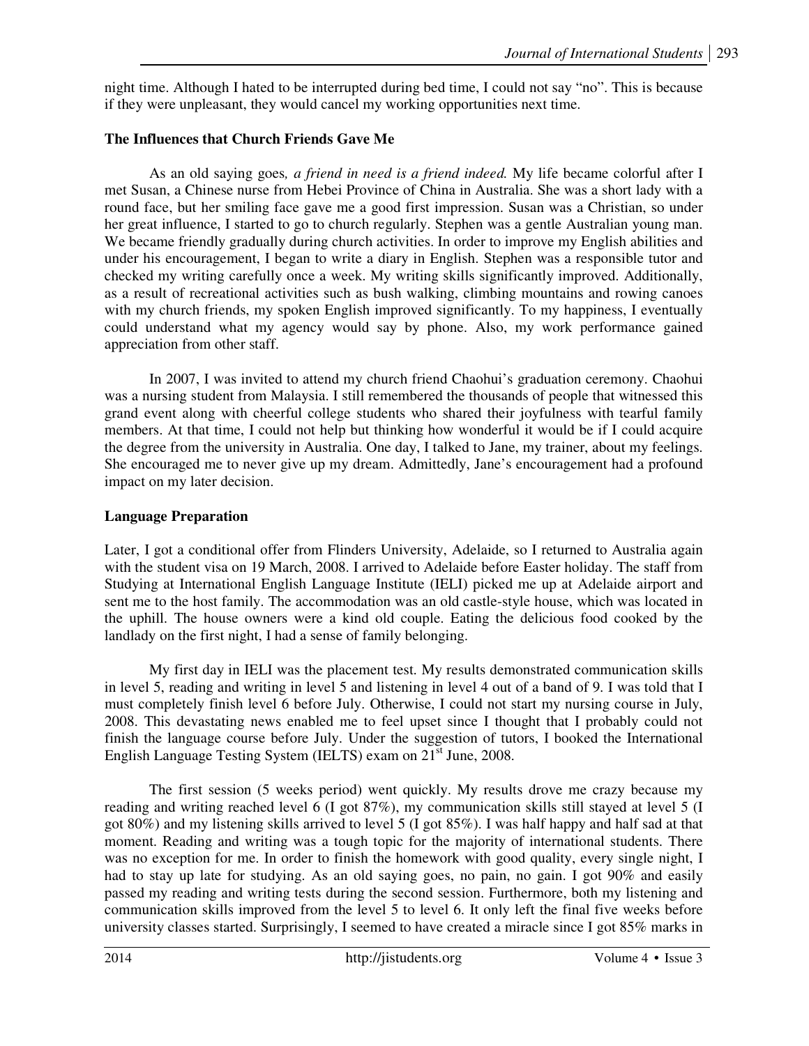night time. Although I hated to be interrupted during bed time, I could not say "no". This is because if they were unpleasant, they would cancel my working opportunities next time.

## The Influences that Church Friends Gave Me

As an old saying goes*, a friend in need is a friend indeed.* My life became colorful after I met Susan, a Chinese nurse from Hebei Province of China in Australia. She was a short lady with a round face, but her smiling face gave me a good first impression. Susan was a Christian, so under her great influence, I started to go to church regularly. Stephen was a gentle Australian young man. We became friendly gradually during church activities. In order to improve my English abilities and under his encouragement, I began to write a diary in English. Stephen was a responsible tutor and checked my writing carefully once a week. My writing skills significantly improved. Additionally, as a result of recreational activities such as bush walking, climbing mountains and rowing canoes with my church friends, my spoken English improved significantly. To my happiness, I eventually could understand what my agency would say by phone. Also, my work performance gained appreciation from other staff.

In 2007, I was invited to attend my church friend Chaohui's graduation ceremony. Chaohui was a nursing student from Malaysia. I still remembered the thousands of people that witnessed this grand event along with cheerful college students who shared their joyfulness with tearful family members. At that time, I could not help but thinking how wonderful it would be if I could acquire the degree from the university in Australia. One day, I talked to Jane, my trainer, about my feelings. She encouraged me to never give up my dream. Admittedly, Jane's encouragement had a profound impact on my later decision.

## Language Preparation

Later, I got a conditional offer from Flinders University, Adelaide, so I returned to Australia again with the student visa on 19 March, 2008. I arrived to Adelaide before Easter holiday. The staff from Studying at International English Language Institute (IELI) picked me up at Adelaide airport and sent me to the host family. The accommodation was an old castle-style house, which was located in the uphill. The house owners were a kind old couple. Eating the delicious food cooked by the landlady on the first night, I had a sense of family belonging.

My first day in IELI was the placement test. My results demonstrated communication skills in level 5, reading and writing in level 5 and listening in level 4 out of a band of 9. I was told that I must completely finish level 6 before July. Otherwise, I could not start my nursing course in July, 2008. This devastating news enabled me to feel upset since I thought that I probably could not finish the language course before July. Under the suggestion of tutors, I booked the International English Language Testing System (IELTS) exam on 21st June, 2008.

The first session (5 weeks period) went quickly. My results drove me crazy because my reading and writing reached level 6 (I got 87%), my communication skills still stayed at level 5 (I got 80%) and my listening skills arrived to level 5 (I got 85%). I was half happy and half sad at that moment. Reading and writing was a tough topic for the majority of international students. There was no exception for me. In order to finish the homework with good quality, every single night, I had to stay up late for studying. As an old saying goes, no pain, no gain. I got 90% and easily passed my reading and writing tests during the second session. Furthermore, both my listening and communication skills improved from the level 5 to level 6. It only left the final five weeks before university classes started. Surprisingly, I seemed to have created a miracle since I got 85% marks in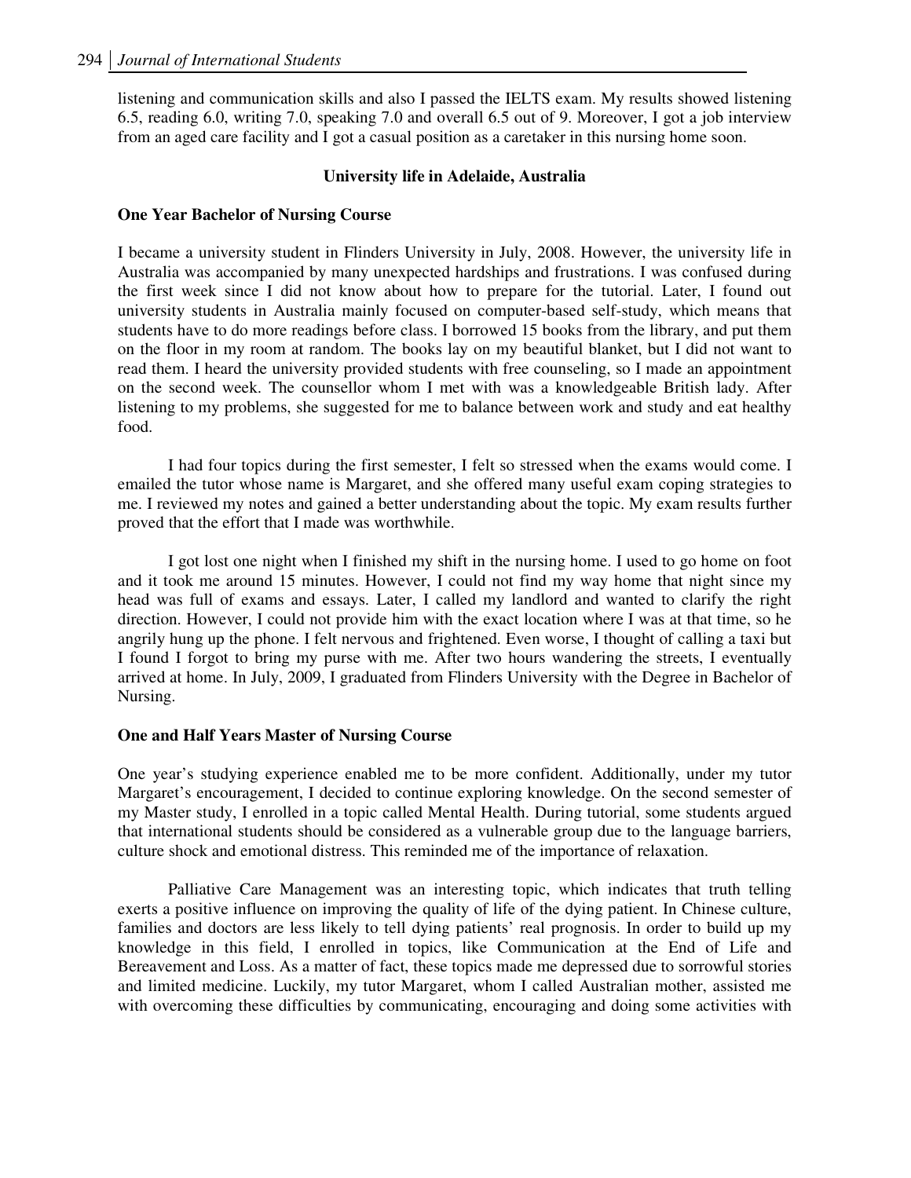listening and communication skills and also I passed the IELTS exam. My results showed listening 6.5, reading 6.0, writing 7.0, speaking 7.0 and overall 6.5 out of 9. Moreover, I got a job interview from an aged care facility and I got a casual position as a caretaker in this nursing home soon.

## University life in Adelaide, Australia

### One Year Bachelor of Nursing Course

I became a university student in Flinders University in July, 2008. However, the university life in Australia was accompanied by many unexpected hardships and frustrations. I was confused during the first week since I did not know about how to prepare for the tutorial. Later, I found out university students in Australia mainly focused on computer-based self-study, which means that students have to do more readings before class. I borrowed 15 books from the library, and put them on the floor in my room at random. The books lay on my beautiful blanket, but I did not want to read them. I heard the university provided students with free counseling, so I made an appointment on the second week. The counsellor whom I met with was a knowledgeable British lady. After listening to my problems, she suggested for me to balance between work and study and eat healthy food.

I had four topics during the first semester, I felt so stressed when the exams would come. I emailed the tutor whose name is Margaret, and she offered many useful exam coping strategies to me. I reviewed my notes and gained a better understanding about the topic. My exam results further proved that the effort that I made was worthwhile.

I got lost one night when I finished my shift in the nursing home. I used to go home on foot and it took me around 15 minutes. However, I could not find my way home that night since my head was full of exams and essays. Later, I called my landlord and wanted to clarify the right direction. However, I could not provide him with the exact location where I was at that time, so he angrily hung up the phone. I felt nervous and frightened. Even worse, I thought of calling a taxi but I found I forgot to bring my purse with me. After two hours wandering the streets, I eventually arrived at home. In July, 2009, I graduated from Flinders University with the Degree in Bachelor of Nursing.

### One and Half Years Master of Nursing Course

One year's studying experience enabled me to be more confident. Additionally, under my tutor Margaret's encouragement, I decided to continue exploring knowledge. On the second semester of my Master study, I enrolled in a topic called Mental Health. During tutorial, some students argued that international students should be considered as a vulnerable group due to the language barriers, culture shock and emotional distress. This reminded me of the importance of relaxation.

Palliative Care Management was an interesting topic, which indicates that truth telling exerts a positive influence on improving the quality of life of the dying patient. In Chinese culture, families and doctors are less likely to tell dying patients' real prognosis. In order to build up my knowledge in this field, I enrolled in topics, like Communication at the End of Life and Bereavement and Loss. As a matter of fact, these topics made me depressed due to sorrowful stories and limited medicine. Luckily, my tutor Margaret, whom I called Australian mother, assisted me with overcoming these difficulties by communicating, encouraging and doing some activities with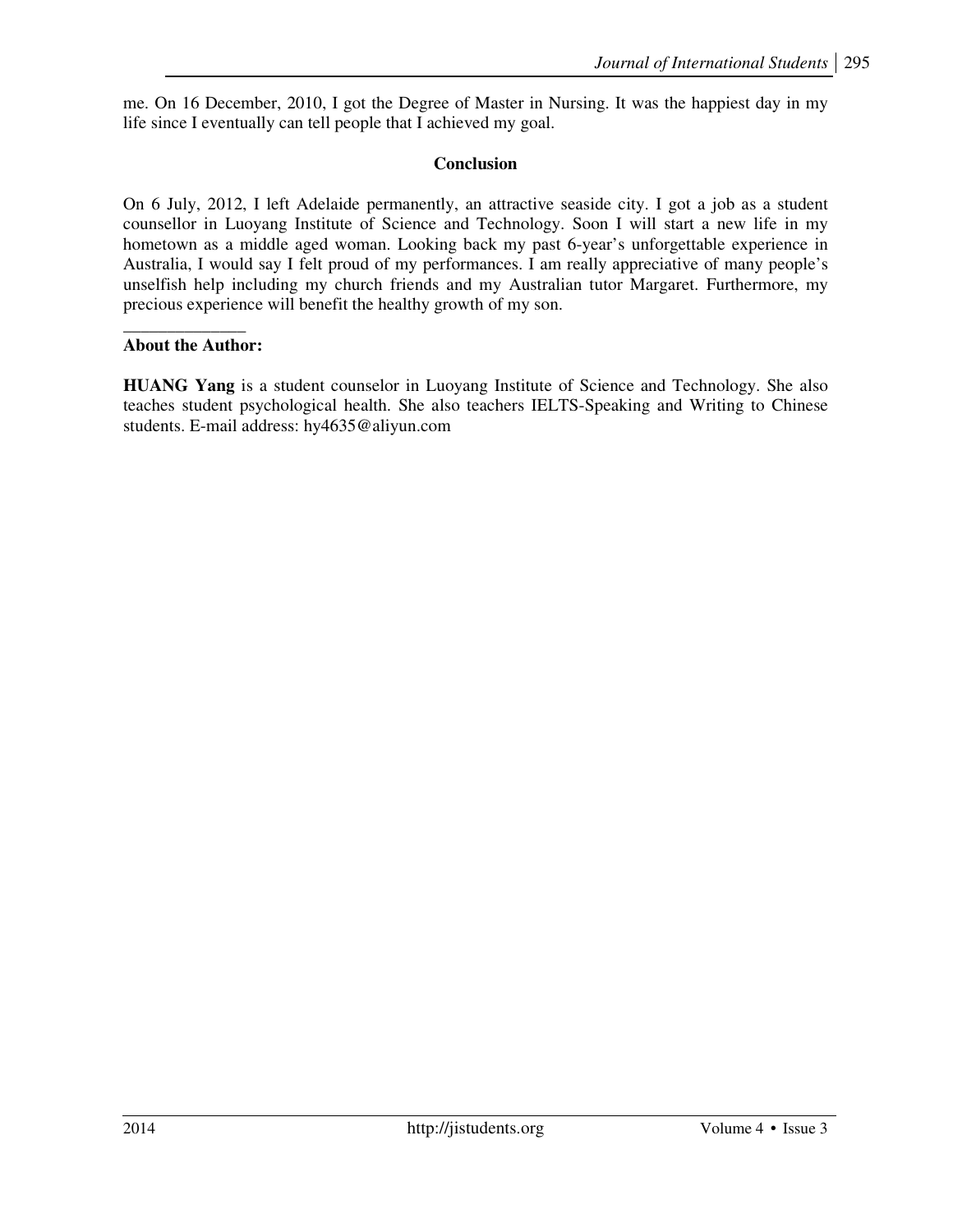me. On 16 December, 2010, I got the Degree of Master in Nursing. It was the happiest day in my life since I eventually can tell people that I achieved my goal.

## Conclusion

On 6 July, 2012, I left Adelaide permanently, an attractive seaside city. I got a job as a student counsellor in Luoyang Institute of Science and Technology. Soon I will start a new life in my hometown as a middle aged woman. Looking back my past 6-year's unforgettable experience in Australia, I would say I felt proud of my performances. I am really appreciative of many people's unselfish help including my church friends and my Australian tutor Margaret. Furthermore, my precious experience will benefit the healthy growth of my son.

---

**About the Author:**

**HUANG Yang** is a student counselor in Luoyang Institute of Science and Technology. She also teaches student psychological health. She also teachers IELTS-Speaking and Writing to Chinese students. E-mail address: hy4635@aliyun.com